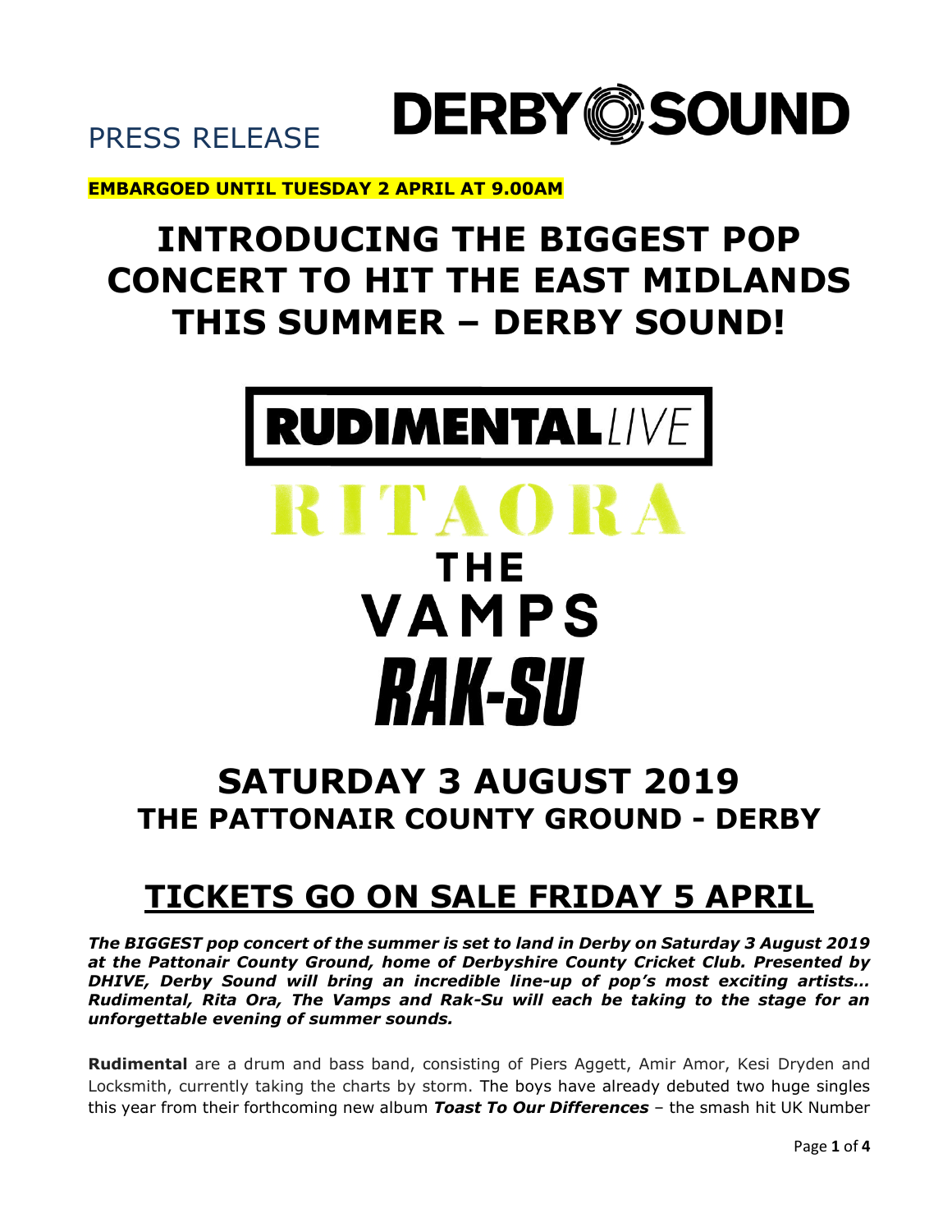PRESS RELEASE

DERBY SOUND

**EMBARGOED UNTIL TUESDAY 2 APRIL AT 9.00AM**

# INTRODUCING THE BIGGEST POP CONCERT TO HIT THE EAST MIDLANDS THIS SUMMER – DERBY SOUND!

RUDIMENTAL LIVE

RITA ORA

THE VAMPS

RAK-SU

## SATURDAY 3 AUGUST 2019
### THE PATTONAIR COUNTY GROUND - DERBY

## TICKETS GO ON SALE FRIDAY 5 APRIL

***The BIGGEST pop concert of the summer is set to land in Derby on Saturday 3 August 2019 at the Pattonair County Ground, home of Derbyshire County Cricket Club. Presented by DHIVE, Derby Sound will bring an incredible line-up of pop's most exciting artists… Rudimental, Rita Ora, The Vamps and Rak-Su will each be taking to the stage for an unforgettable evening of summer sounds.***

**Rudimental** are a drum and bass band, consisting of Piers Aggett, Amir Amor, Kesi Dryden and Locksmith, currently taking the charts by storm. The boys have already debuted two huge singles this year from their forthcoming new album ***Toast To Our Differences*** – the smash hit UK Number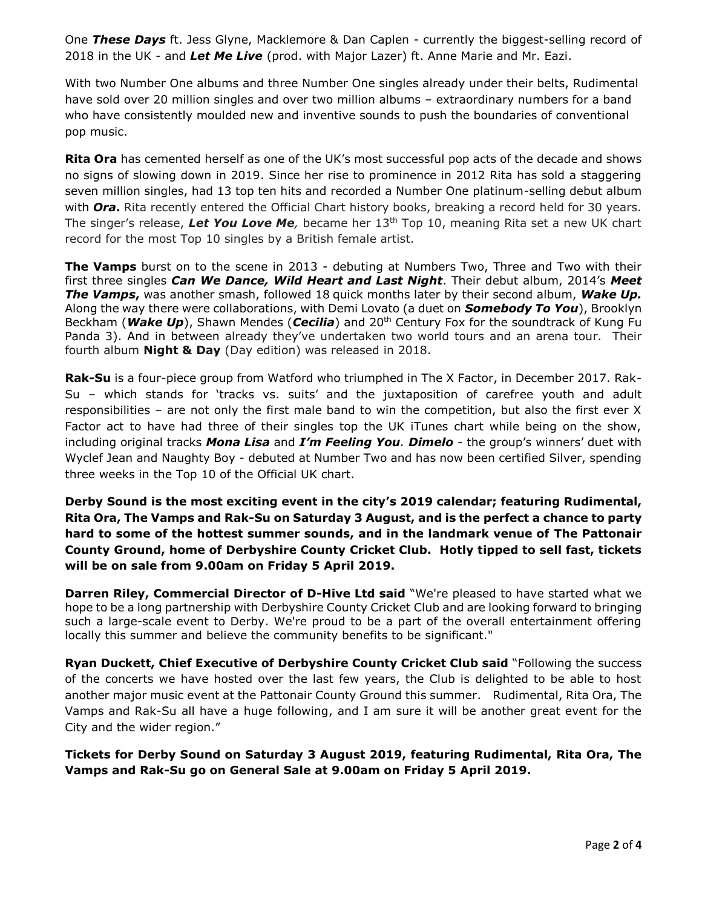One ***These Days*** ft. Jess Glyne, Macklemore & Dan Caplen - currently the biggest-selling record of 2018 in the UK - and ***Let Me Live*** (prod. with Major Lazer) ft. Anne Marie and Mr. Eazi.

With two Number One albums and three Number One singles already under their belts, Rudimental have sold over 20 million singles and over two million albums – extraordinary numbers for a band who have consistently moulded new and inventive sounds to push the boundaries of conventional pop music.

**Rita Ora** has cemented herself as one of the UK's most successful pop acts of the decade and shows no signs of slowing down in 2019. Since her rise to prominence in 2012 Rita has sold a staggering seven million singles, had 13 top ten hits and recorded a Number One platinum-selling debut album with ***Ora*.** Rita recently entered the Official Chart history books, breaking a record held for 30 years. The singer's release, ***Let You Love Me**,* became her 13th Top 10, meaning Rita set a new UK chart record for the most Top 10 singles by a British female artist.

**The Vamps** burst on to the scene in 2013 - debuting at Numbers Two, Three and Two with their first three singles ***Can We Dance, Wild Heart and Last Night***. Their debut album, 2014's ***Meet The Vamps*,** was another smash, followed 18 quick months later by their second album, ***Wake Up.*** Along the way there were collaborations, with Demi Lovato (a duet on ***Somebody To You***), Brooklyn Beckham (***Wake Up***), Shawn Mendes (***Cecilia***) and 20th Century Fox for the soundtrack of Kung Fu Panda 3). And in between already they've undertaken two world tours and an arena tour. Their fourth album **Night & Day** (Day edition) was released in 2018.

**Rak-Su** is a four-piece group from Watford who triumphed in The X Factor, in December 2017. Rak-Su – which stands for 'tracks vs. suits' and the juxtaposition of carefree youth and adult responsibilities – are not only the first male band to win the competition, but also the first ever X Factor act to have had three of their singles top the UK iTunes chart while being on the show, including original tracks ***Mona Lisa*** and ***I'm Feeling You**.* ***Dimelo*** - the group's winners' duet with Wyclef Jean and Naughty Boy - debuted at Number Two and has now been certified Silver, spending three weeks in the Top 10 of the Official UK chart.

**Derby Sound is the most exciting event in the city's 2019 calendar; featuring Rudimental, Rita Ora, The Vamps and Rak-Su on Saturday 3 August, and is the perfect a chance to party hard to some of the hottest summer sounds, and in the landmark venue of The Pattonair County Ground, home of Derbyshire County Cricket Club. Hotly tipped to sell fast, tickets will be on sale from 9.00am on Friday 5 April 2019.**

**Darren Riley, Commercial Director of D-Hive Ltd said** "We're pleased to have started what we hope to be a long partnership with Derbyshire County Cricket Club and are looking forward to bringing such a large-scale event to Derby. We're proud to be a part of the overall entertainment offering locally this summer and believe the community benefits to be significant."

**Ryan Duckett, Chief Executive of Derbyshire County Cricket Club said** "Following the success of the concerts we have hosted over the last few years, the Club is delighted to be able to host another major music event at the Pattonair County Ground this summer. Rudimental, Rita Ora, The Vamps and Rak-Su all have a huge following, and I am sure it will be another great event for the City and the wider region."

**Tickets for Derby Sound on Saturday 3 August 2019, featuring Rudimental, Rita Ora, The Vamps and Rak-Su go on General Sale at 9.00am on Friday 5 April 2019.**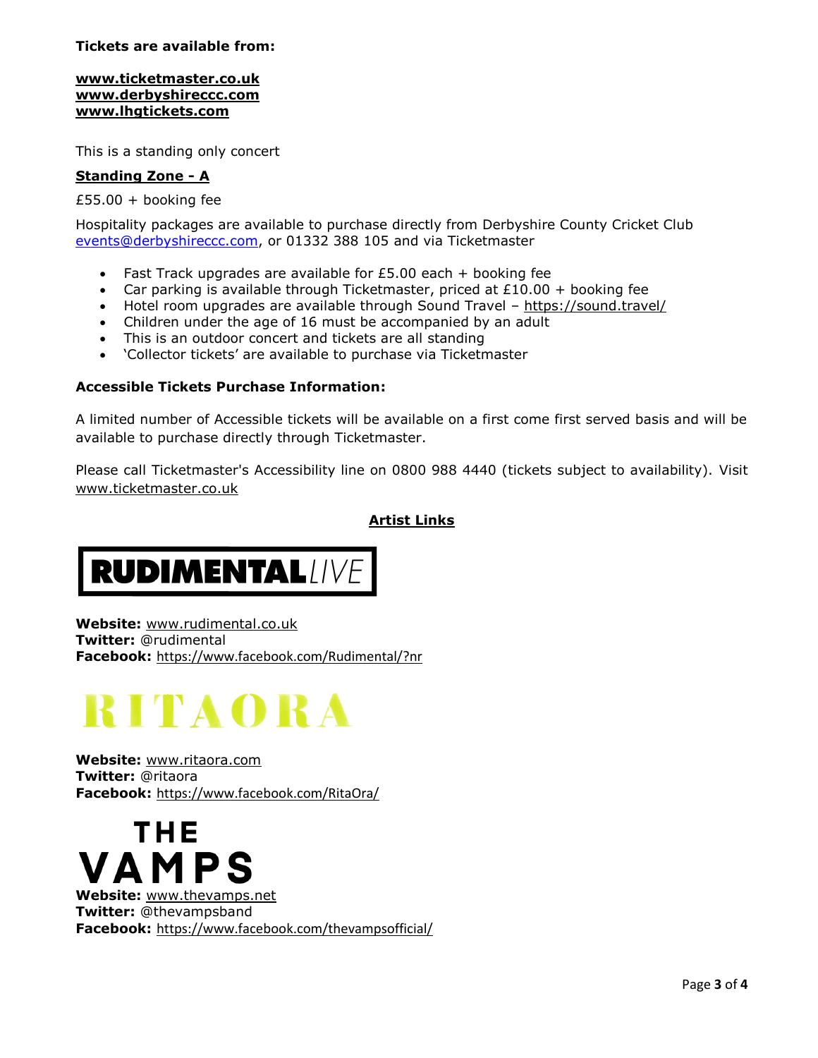**Tickets are available from:**

**www.ticketmaster.co.uk**
**www.derbyshireccc.com**
**www.lhgtickets.com**

This is a standing only concert

**Standing Zone - A**

£55.00 + booking fee

Hospitality packages are available to purchase directly from Derbyshire County Cricket Club events@derbyshireccc.com, or 01332 388 105 and via Ticketmaster

- Fast Track upgrades are available for £5.00 each + booking fee
- Car parking is available through Ticketmaster, priced at £10.00 + booking fee
- Hotel room upgrades are available through Sound Travel – https://sound.travel/
- Children under the age of 16 must be accompanied by an adult
- This is an outdoor concert and tickets are all standing
- 'Collector tickets' are available to purchase via Ticketmaster

**Accessible Tickets Purchase Information:**

A limited number of Accessible tickets will be available on a first come first served basis and will be available to purchase directly through Ticketmaster.

Please call Ticketmaster's Accessibility line on 0800 988 4440 (tickets subject to availability). Visit www.ticketmaster.co.uk

**Artist Links**

**RUDIMENTAL** LIVE

**Website:** www.rudimental.co.uk
**Twitter:** @rudimental
**Facebook:** https://www.facebook.com/Rudimental/?nr

RITA ORA

**Website:** www.ritaora.com
**Twitter:** @ritaora
**Facebook:** https://www.facebook.com/RitaOra/

THE VAMPS

**Website:** www.thevamps.net
**Twitter:** @thevampsband
**Facebook:** https://www.facebook.com/thevampsofficial/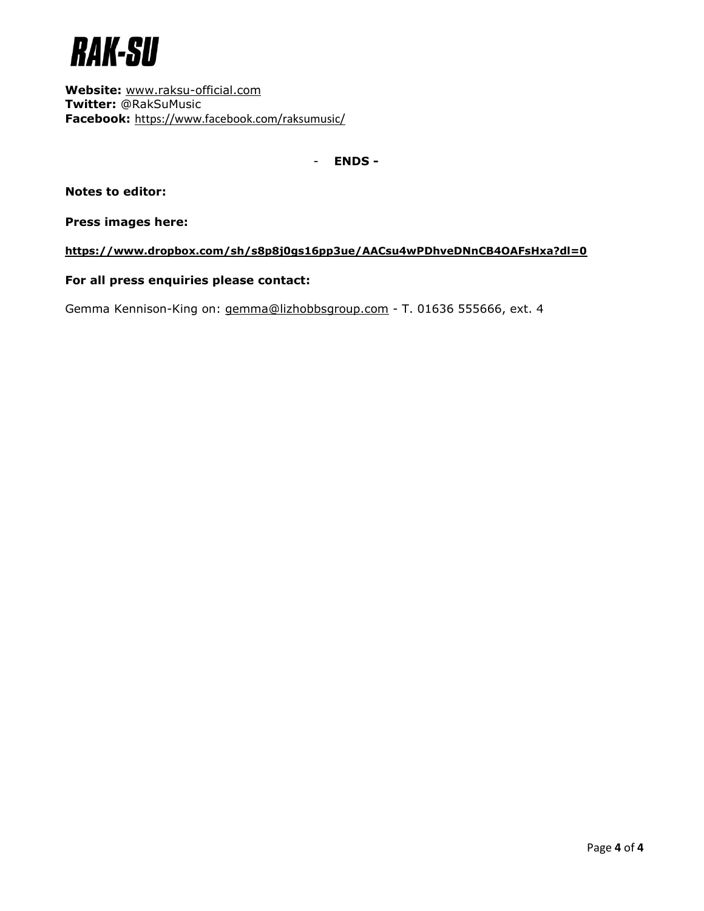# RAK-SU

**Website:** www.raksu-official.com
**Twitter:** @RakSuMusic
**Facebook:** https://www.facebook.com/raksumusic/

- **ENDS -**

**Notes to editor:**

**Press images here:**

**https://www.dropbox.com/sh/s8p8j0gs16pp3ue/AACsu4wPDhveDNnCB4OAFsHxa?dl=0**

**For all press enquiries please contact:**

Gemma Kennison-King on: gemma@lizhobbsgroup.com - T. 01636 555666, ext. 4